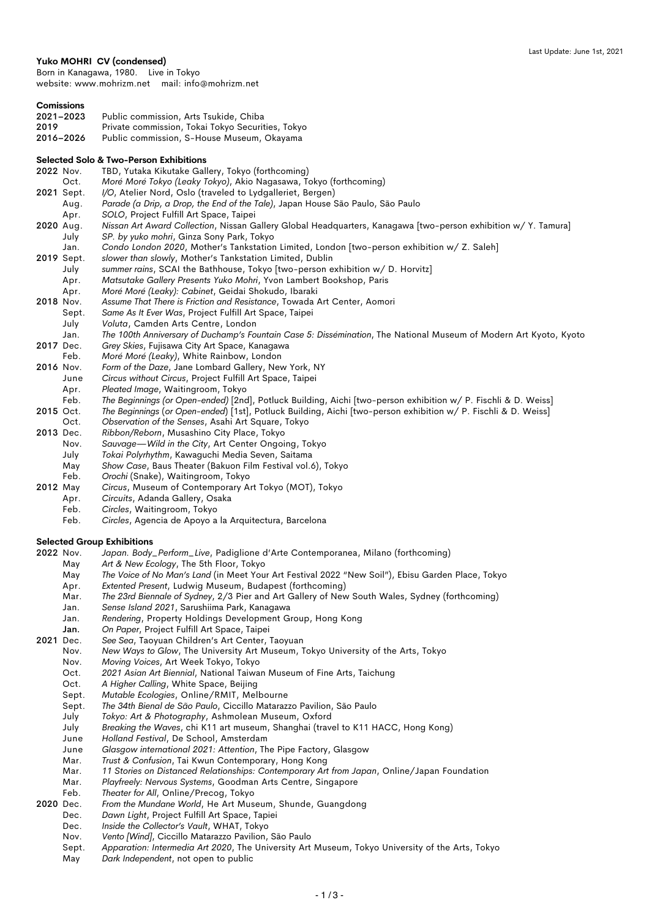Last Update: June 1st, 2021

**Yuko MOHRI CV (condensed)**
Born in Kanagawa, 1980. Live in Tokyo
website: www.mohrizm.net mail: info@mohrizm.net

**Comissions**

2021–2023 Public commission, Arts Tsukide, Chiba
2019 Private commission, Tokai Tokyo Securities, Tokyo
2016–2026 Public commission, S-House Museum, Okayama

**Selected Solo & Two-Person Exhibitions**

**2022** Nov. TBD, Yutaka Kikutake Gallery, Tokyo (forthcoming)
Oct. *Moré Moré Tokyo (Leaky Tokyo)*, Akio Nagasawa, Tokyo (forthcoming)
**2021** Sept. *I/O*, Atelier Nord, Oslo (traveled to Lydgalleriet, Bergen)
Aug. *Parade (a Drip, a Drop, the End of the Tale)*, Japan House São Paulo, São Paulo
Apr. *SOLO*, Project Fulfill Art Space, Taipei
**2020** Aug. *Nissan Art Award Collection*, Nissan Gallery Global Headquarters, Kanagawa [two-person exhibition w/ Y. Tamura]
July *SP. by yuko mohri*, Ginza Sony Park, Tokyo
Jan. *Condo London 2020*, Mother's Tankstation Limited, London [two-person exhibition w/ Z. Saleh]
**2019** Sept. *slower than slowly*, Mother's Tankstation Limited, Dublin
July *summer rains*, SCAI the Bathhouse, Tokyo [two-person exhibition w/ D. Horvitz]
Apr. *Matsutake Gallery Presents Yuko Mohri*, Yvon Lambert Bookshop, Paris
Apr. *Moré Moré (Leaky): Cabinet*, Geidai Shokudo, Ibaraki
**2018** Nov. *Assume That There is Friction and Resistance*, Towada Art Center, Aomori
Sept. *Same As It Ever Was*, Project Fulfill Art Space, Taipei
July *Voluta*, Camden Arts Centre, London
Jan. *The 100th Anniversary of Duchamp's Fountain Case 5: Dissémination*, The National Museum of Modern Art Kyoto, Kyoto
**2017** Dec. *Grey Skies*, Fujisawa City Art Space, Kanagawa
Feb. *Moré Moré (Leaky)*, White Rainbow, London
**2016** Nov. *Form of the Daze*, Jane Lombard Gallery, New York, NY
June *Circus without Circus*, Project Fulfill Art Space, Taipei
Apr. *Pleated Image*, Waitingroom, Tokyo
Feb. *The Beginnings (or Open-ended)* [2nd], Potluck Building, Aichi [two-person exhibition w/ P. Fischli & D. Weiss]
**2015** Oct. *The Beginnings (or Open-ended)* [1st], Potluck Building, Aichi [two-person exhibition w/ P. Fischli & D. Weiss]
Oct. *Observation of the Senses*, Asahi Art Square, Tokyo
**2013** Dec. *Ribbon/Reborn*, Musashino City Place, Tokyo
Nov. *Sauvage—Wild in the City*, Art Center Ongoing, Tokyo
July *Tokai Polyrhythm*, Kawaguchi Media Seven, Saitama
May *Show Case*, Baus Theater (Bakuon Film Festival vol.6), Tokyo
Feb. *Orochi* (Snake), Waitingroom, Tokyo
**2012** May *Circus*, Museum of Contemporary Art Tokyo (MOT), Tokyo
Apr. *Circuits*, Adanda Gallery, Osaka
Feb. *Circles*, Waitingroom, Tokyo
Feb. *Circles*, Agencia de Apoyo a la Arquitectura, Barcelona

**Selected Group Exhibitions**

**2022** Nov. *Japan. Body_Perform_Live*, Padiglione d'Arte Contemporanea, Milano (forthcoming)
May *Art & New Ecology*, The 5th Floor, Tokyo
May *The Voice of No Man's Land* (in Meet Your Art Festival 2022 "New Soil"), Ebisu Garden Place, Tokyo
Apr. *Extented Present*, Ludwig Museum, Budapest (forthcoming)
Mar. *The 23rd Biennale of Sydney*, 2/3 Pier and Art Gallery of New South Wales, Sydney (forthcoming)
Jan. *Sense Island 2021*, Sarushiima Park, Kanagawa
Jan. *Rendering*, Property Holdings Development Group, Hong Kong
**Jan.** *On Paper*, Project Fulfill Art Space, Taipei
**2021** Dec. *See Sea*, Taoyuan Children's Art Center, Taoyuan
Nov. *New Ways to Glow*, The University Art Museum, Tokyo University of the Arts, Tokyo
Nov. *Moving Voices*, Art Week Tokyo, Tokyo
Oct. *2021 Asian Art Biennial*, National Taiwan Museum of Fine Arts, Taichung
Oct. *A Higher Calling*, White Space, Beijing
Sept. *Mutable Ecologies*, Online/RMIT, Melbourne
Sept. *The 34th Bienal de São Paulo*, Ciccillo Matarazzo Pavilion, São Paulo
July *Tokyo: Art & Photography*, Ashmolean Museum, Oxford
July *Breaking the Waves*, chi K11 art museum, Shanghai (travel to K11 HACC, Hong Kong)
June *Holland Festival*, De School, Amsterdam
June *Glasgow international 2021: Attention*, The Pipe Factory, Glasgow
Mar. *Trust & Confusion*, Tai Kwun Contemporary, Hong Kong
Mar. *11 Stories on Distanced Relationships: Contemporary Art from Japan*, Online/Japan Foundation
Mar. *Playfreely: Nervous Systems*, Goodman Arts Centre, Singapore
Feb. *Theater for All*, Online/Precog, Tokyo
**2020** Dec. *From the Mundane World*, He Art Museum, Shunde, Guangdong
Dec. *Dawn Light*, Project Fulfill Art Space, Tapiei
Dec. *Inside the Collector's Vault*, WHAT, Tokyo
Nov. *Vento [Wind]*, Ciccillo Matarazzo Pavilion, São Paulo
Sept. *Apparation: Intermedia Art 2020*, The University Art Museum, Tokyo University of the Arts, Tokyo
May *Dark Independent*, not open to public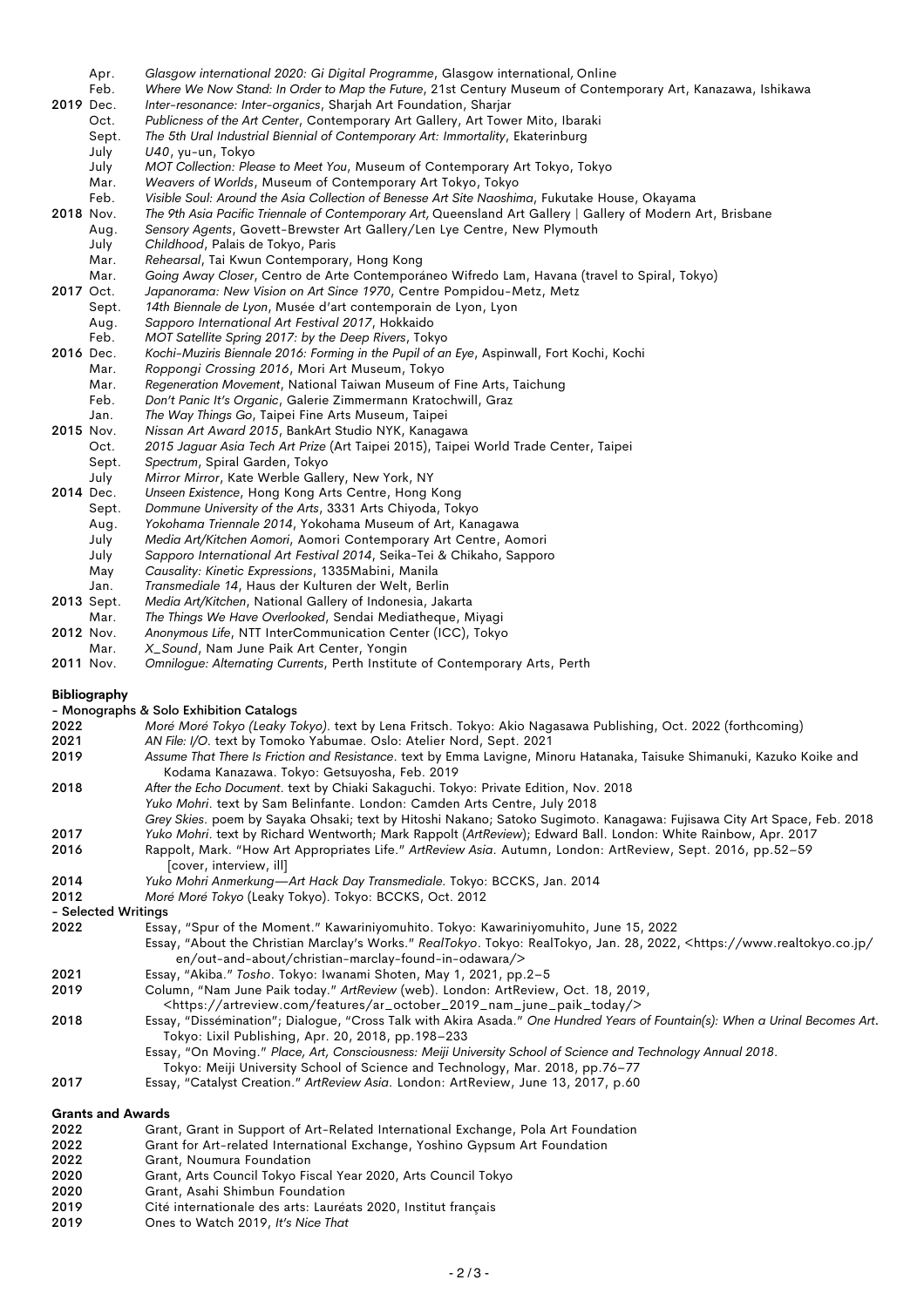Apr. *Glasgow international 2020: Gi Digital Programme*, Glasgow international, Online
Feb. *Where We Now Stand: In Order to Map the Future*, 21st Century Museum of Contemporary Art, Kanazawa, Ishikawa

2019 Dec. *Inter-resonance: Inter-organics*, Sharjah Art Foundation, Sharjar
Oct. *Publicness of the Art Center*, Contemporary Art Gallery, Art Tower Mito, Ibaraki
Sept. *The 5th Ural Industrial Biennial of Contemporary Art: Immortality*, Ekaterinburg
July *U40*, yu-un, Tokyo
July *MOT Collection: Please to Meet You*, Museum of Contemporary Art Tokyo, Tokyo
Mar. *Weavers of Worlds*, Museum of Contemporary Art Tokyo, Tokyo
Feb. *Visible Soul: Around the Asia Collection of Benesse Art Site Naoshima*, Fukutake House, Okayama

2018 Nov. *The 9th Asia Pacific Triennale of Contemporary Art*, Queensland Art Gallery | Gallery of Modern Art, Brisbane
Aug. *Sensory Agents*, Govett-Brewster Art Gallery/Len Lye Centre, New Plymouth
July *Childhood*, Palais de Tokyo, Paris
Mar. *Rehearsal*, Tai Kwun Contemporary, Hong Kong
Mar. *Going Away Closer*, Centro de Arte Contemporáneo Wifredo Lam, Havana (travel to Spiral, Tokyo)

2017 Oct. *Japanorama: New Vision on Art Since 1970*, Centre Pompidou-Metz, Metz
Sept. *14th Biennale de Lyon*, Musée d'art contemporain de Lyon, Lyon
Aug. *Sapporo International Art Festival 2017*, Hokkaido
Feb. *MOT Satellite Spring 2017: by the Deep Rivers*, Tokyo

2016 Dec. *Kochi-Muziris Biennale 2016: Forming in the Pupil of an Eye*, Aspinwall, Fort Kochi, Kochi
Mar. *Roppongi Crossing 2016*, Mori Art Museum, Tokyo
Mar. *Regeneration Movement*, National Taiwan Museum of Fine Arts, Taichung
Feb. *Don't Panic It's Organic*, Galerie Zimmermann Kratochwill, Graz
Jan. *The Way Things Go*, Taipei Fine Arts Museum, Taipei

2015 Nov. *Nissan Art Award 2015*, BankArt Studio NYK, Kanagawa
Oct. *2015 Jaguar Asia Tech Art Prize* (Art Taipei 2015), Taipei World Trade Center, Taipei
Sept. *Spectrum*, Spiral Garden, Tokyo
July *Mirror Mirror*, Kate Werble Gallery, New York, NY

2014 Dec. *Unseen Existence*, Hong Kong Arts Centre, Hong Kong
Sept. *Dommune University of the Arts*, 3331 Arts Chiyoda, Tokyo
Aug. *Yokohama Triennale 2014*, Yokohama Museum of Art, Kanagawa
July *Media Art/Kitchen Aomori*, Aomori Contemporary Art Centre, Aomori
July *Sapporo International Art Festival 2014*, Seika-Tei & Chikaho, Sapporo
May *Causality: Kinetic Expressions*, 1335Mabini, Manila
Jan. *Transmediale 14*, Haus der Kulturen der Welt, Berlin

2013 Sept. *Media Art/Kitchen*, National Gallery of Indonesia, Jakarta
Mar. *The Things We Have Overlooked*, Sendai Mediatheque, Miyagi

2012 Nov. *Anonymous Life*, NTT InterCommunication Center (ICC), Tokyo
Mar. *X_Sound*, Nam June Paik Art Center, Yongin

2011 Nov. *Omnilogue: Alternating Currents*, Perth Institute of Contemporary Arts, Perth

## Bibliography

### - Monographs & Solo Exhibition Catalogs

2022 *Moré Moré Tokyo (Leaky Tokyo)*. text by Lena Fritsch. Tokyo: Akio Nagasawa Publishing, Oct. 2022 (forthcoming)

2021 *AN File: I/O*. text by Tomoko Yabumae. Oslo: Atelier Nord, Sept. 2021

2019 *Assume That There Is Friction and Resistance*. text by Emma Lavigne, Minoru Hatanaka, Taisuke Shimanuki, Kazuko Koike and Kodama Kanazawa. Tokyo: Getsuyosha, Feb. 2019

2018 *After the Echo Document*. text by Chiaki Sakaguchi. Tokyo: Private Edition, Nov. 2018
*Yuko Mohri*. text by Sam Belinfante. London: Camden Arts Centre, July 2018
*Grey Skies*. poem by Sayaka Ohsaki; text by Hitoshi Nakano; Satoko Sugimoto. Kanagawa: Fujisawa City Art Space, Feb. 2018

2017 *Yuko Mohri*. text by Richard Wentworth; Mark Rappolt (*ArtReview*); Edward Ball. London: White Rainbow, Apr. 2017

2016 Rappolt, Mark. "How Art Appropriates Life." *ArtReview Asia*. Autumn, London: ArtReview, Sept. 2016, pp.52–59 [cover, interview, ill]

2014 *Yuko Mohri Anmerkung—Art Hack Day Transmediale*. Tokyo: BCCKS, Jan. 2014

2012 *Moré Moré Tokyo* (Leaky Tokyo). Tokyo: BCCKS, Oct. 2012

### - Selected Writings

2022 Essay, "Spur of the Moment." Kawariniyomuhito. Tokyo: Kawariniyomuhito, June 15, 2022
Essay, "About the Christian Marclay's Works." *RealTokyo*. Tokyo: RealTokyo, Jan. 28, 2022, <https://www.realtokyo.co.jp/en/out-and-about/christian-marclay-found-in-odawara/>

2021 Essay, "Akiba." *Tosho*. Tokyo: Iwanami Shoten, May 1, 2021, pp.2–5

2019 Column, "Nam June Paik today." *ArtReview* (web). London: ArtReview, Oct. 18, 2019, <https://artreview.com/features/ar_october_2019_nam_june_paik_today/>

2018 Essay, "Dissémination"; Dialogue, "Cross Talk with Akira Asada." *One Hundred Years of Fountain(s): When a Urinal Becomes Art*. Tokyo: Lixil Publishing, Apr. 20, 2018, pp.198–233
Essay, "On Moving." *Place, Art, Consciousness: Meiji University School of Science and Technology Annual 2018*. Tokyo: Meiji University School of Science and Technology, Mar. 2018, pp.76–77

2017 Essay, "Catalyst Creation." *ArtReview Asia*. London: ArtReview, June 13, 2017, p.60

## Grants and Awards

2022 Grant, Grant in Support of Art-Related International Exchange, Pola Art Foundation
2022 Grant for Art-related International Exchange, Yoshino Gypsum Art Foundation
2022 Grant, Noumura Foundation
2020 Grant, Arts Council Tokyo Fiscal Year 2020, Arts Council Tokyo
2020 Grant, Asahi Shimbun Foundation
2019 Cité internationale des arts: Lauréats 2020, Institut français
2019 Ones to Watch 2019, *It's Nice That*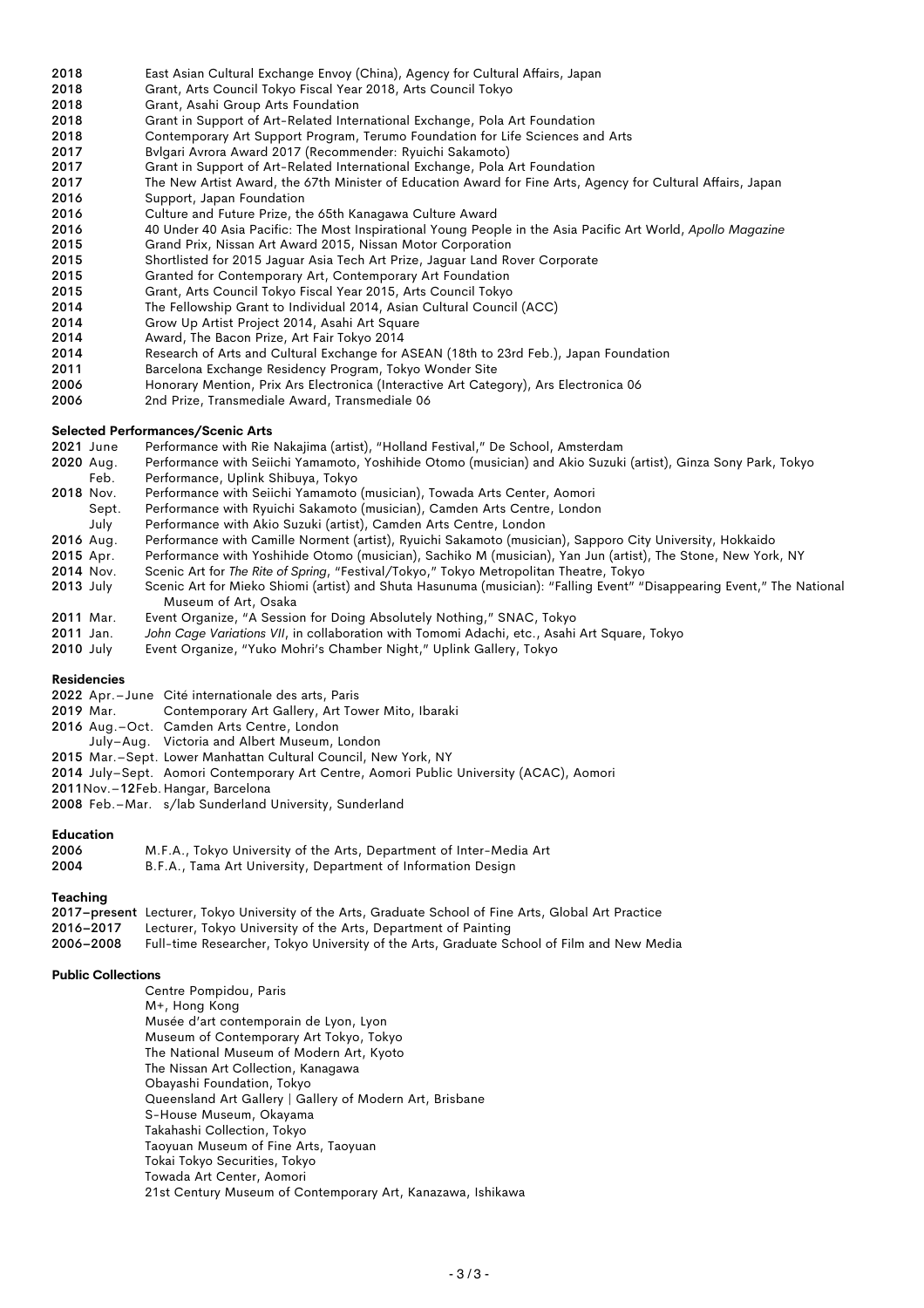2018 East Asian Cultural Exchange Envoy (China), Agency for Cultural Affairs, Japan
2018 Grant, Arts Council Tokyo Fiscal Year 2018, Arts Council Tokyo
2018 Grant, Asahi Group Arts Foundation
2018 Grant in Support of Art-Related International Exchange, Pola Art Foundation
2018 Contemporary Art Support Program, Terumo Foundation for Life Sciences and Arts
2017 Bvlgari Avrora Award 2017 (Recommender: Ryuichi Sakamoto)
2017 Grant in Support of Art-Related International Exchange, Pola Art Foundation
2017 The New Artist Award, the 67th Minister of Education Award for Fine Arts, Agency for Cultural Affairs, Japan
2016 Support, Japan Foundation
2016 Culture and Future Prize, the 65th Kanagawa Culture Award
2016 40 Under 40 Asia Pacific: The Most Inspirational Young People in the Asia Pacific Art World, *Apollo Magazine*
2015 Grand Prix, Nissan Art Award 2015, Nissan Motor Corporation
2015 Shortlisted for 2015 Jaguar Asia Tech Art Prize, Jaguar Land Rover Corporate
2015 Granted for Contemporary Art, Contemporary Art Foundation
2015 Grant, Arts Council Tokyo Fiscal Year 2015, Arts Council Tokyo
2014 The Fellowship Grant to Individual 2014, Asian Cultural Council (ACC)
2014 Grow Up Artist Project 2014, Asahi Art Square
2014 Award, The Bacon Prize, Art Fair Tokyo 2014
2014 Research of Arts and Cultural Exchange for ASEAN (18th to 23rd Feb.), Japan Foundation
2011 Barcelona Exchange Residency Program, Tokyo Wonder Site
2006 Honorary Mention, Prix Ars Electronica (Interactive Art Category), Ars Electronica 06
2006 2nd Prize, Transmediale Award, Transmediale 06

**Selected Performances/Scenic Arts**

**2021** June Performance with Rie Nakajima (artist), "Holland Festival," De School, Amsterdam
**2020** Aug. Performance with Seiichi Yamamoto, Yoshihide Otomo (musician) and Akio Suzuki (artist), Ginza Sony Park, Tokyo
Feb. Performance, Uplink Shibuya, Tokyo
**2018** Nov. Performance with Seiichi Yamamoto (musician), Towada Arts Center, Aomori
Sept. Performance with Ryuichi Sakamoto (musician), Camden Arts Centre, London
July Performance with Akio Suzuki (artist), Camden Arts Centre, London
**2016** Aug. Performance with Camille Norment (artist), Ryuichi Sakamoto (musician), Sapporo City University, Hokkaido
**2015** Apr. Performance with Yoshihide Otomo (musician), Sachiko M (musician), Yan Jun (artist), The Stone, New York, NY
**2014** Nov. Scenic Art for *The Rite of Spring*, "Festival/Tokyo," Tokyo Metropolitan Theatre, Tokyo
**2013** July Scenic Art for Mieko Shiomi (artist) and Shuta Hasunuma (musician): "Falling Event" "Disappearing Event," The National Museum of Art, Osaka
**2011** Mar. Event Organize, "A Session for Doing Absolutely Nothing," SNAC, Tokyo
**2011** Jan. *John Cage Variations VII*, in collaboration with Tomomi Adachi, etc., Asahi Art Square, Tokyo
**2010** July Event Organize, "Yuko Mohri's Chamber Night," Uplink Gallery, Tokyo

**Residencies**

**2022** Apr.–June Cité internationale des arts, Paris
**2019** Mar. Contemporary Art Gallery, Art Tower Mito, Ibaraki
**2016** Aug.–Oct. Camden Arts Centre, London
July–Aug. Victoria and Albert Museum, London
**2015** Mar.–Sept. Lower Manhattan Cultural Council, New York, NY
**2014** July–Sept. Aomori Contemporary Art Centre, Aomori Public University (ACAC), Aomori
**2011** Nov.–**12** Feb. Hangar, Barcelona
**2008** Feb.–Mar. s/lab Sunderland University, Sunderland

**Education**

2006 M.F.A., Tokyo University of the Arts, Department of Inter-Media Art
2004 B.F.A., Tama Art University, Department of Information Design

**Teaching**

**2017–present** Lecturer, Tokyo University of the Arts, Graduate School of Fine Arts, Global Art Practice
**2016–2017** Lecturer, Tokyo University of the Arts, Department of Painting
**2006–2008** Full-time Researcher, Tokyo University of the Arts, Graduate School of Film and New Media

**Public Collections**

Centre Pompidou, Paris
M+, Hong Kong
Musée d'art contemporain de Lyon, Lyon
Museum of Contemporary Art Tokyo, Tokyo
The National Museum of Modern Art, Kyoto
The Nissan Art Collection, Kanagawa
Obayashi Foundation, Tokyo
Queensland Art Gallery | Gallery of Modern Art, Brisbane
S-House Museum, Okayama
Takahashi Collection, Tokyo
Taoyuan Museum of Fine Arts, Taoyuan
Tokai Tokyo Securities, Tokyo
Towada Art Center, Aomori
21st Century Museum of Contemporary Art, Kanazawa, Ishikawa